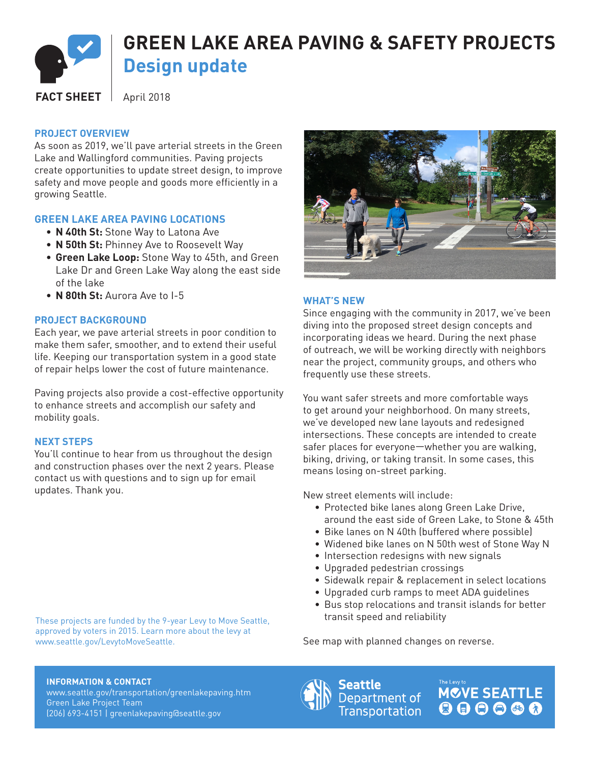FACT SHEET

# GREEN LAKE AREA PAVING & SAFETY PROJECTS
## Design update

April 2018

### PROJECT OVERVIEW

As soon as 2019, we'll pave arterial streets in the Green Lake and Wallingford communities. Paving projects create opportunities to update street design, to improve safety and move people and goods more efficiently in a growing Seattle.

### GREEN LAKE AREA PAVING LOCATIONS

- **N 40th St:** Stone Way to Latona Ave
- **N 50th St:** Phinney Ave to Roosevelt Way
- **Green Lake Loop:** Stone Way to 45th, and Green Lake Dr and Green Lake Way along the east side of the lake
- **N 80th St:** Aurora Ave to I-5

### PROJECT BACKGROUND

Each year, we pave arterial streets in poor condition to make them safer, smoother, and to extend their useful life. Keeping our transportation system in a good state of repair helps lower the cost of future maintenance.

Paving projects also provide a cost-effective opportunity to enhance streets and accomplish our safety and mobility goals.

### NEXT STEPS

You'll continue to hear from us throughout the design and construction phases over the next 2 years. Please contact us with questions and to sign up for email updates. Thank you.

These projects are funded by the 9-year Levy to Move Seattle, approved by voters in 2015. Learn more about the levy at www.seattle.gov/LevytoMoveSeattle.

### WHAT'S NEW

Since engaging with the community in 2017, we've been diving into the proposed street design concepts and incorporating ideas we heard. During the next phase of outreach, we will be working directly with neighbors near the project, community groups, and others who frequently use these streets.

You want safer streets and more comfortable ways to get around your neighborhood. On many streets, we've developed new lane layouts and redesigned intersections. These concepts are intended to create safer places for everyone—whether you are walking, biking, driving, or taking transit. In some cases, this means losing on-street parking.

New street elements will include:

- Protected bike lanes along Green Lake Drive, around the east side of Green Lake, to Stone & 45th
- Bike lanes on N 40th (buffered where possible)
- Widened bike lanes on N 50th west of Stone Way N
- Intersection redesigns with new signals
- Upgraded pedestrian crossings
- Sidewalk repair & replacement in select locations
- Upgraded curb ramps to meet ADA guidelines
- Bus stop relocations and transit islands for better transit speed and reliability

See map with planned changes on reverse.

**INFORMATION & CONTACT**
www.seattle.gov/transportation/greenlakepaving.htm
Green Lake Project Team
(206) 693-4151 | greenlakepaving@seattle.gov

Seattle Department of Transportation

The Levy to MOVE SEATTLE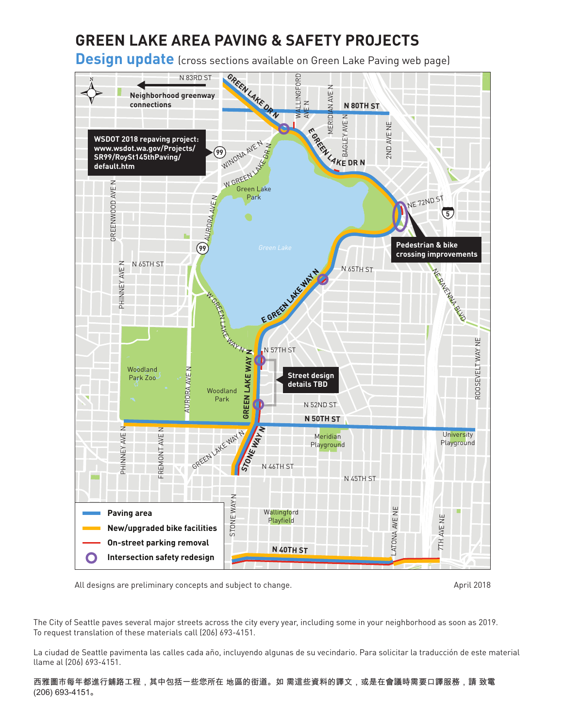# GREEN LAKE AREA PAVING & SAFETY PROJECTS

## Design update (cross sections available on Green Lake Paving web page)

Neighborhood greenway connections

WSDOT 2018 repaving project: www.wsdot.wa.gov/Projects/SR99/RoySt145thPaving/default.htm

Pedestrian & bike crossing improvements

Street design details TBD

N 83RD ST
GREEN LAKE DR N
WALLINGFORD AVE N
MERIDIAN AVE N
N 80TH ST
BAGLEY AVE N
2ND AVE NE
E GREEN LAKE DR N
WINONA AVE N
W GREEN LAKE DR N
Green Lake Park
GREENWOOD AVE N
AURORA AVE N
NE 72ND ST
Green Lake
N 65TH ST
PHINNEY AVE N
N 65TH ST
NE RAVENNA BLVD
E GREEN LAKE WAY N
W GREEN LAKE WAY N
N 57TH ST
ROOSEVELT WAY NE
Woodland Park Zoo
AURORA AVE N
Woodland Park
GREEN LAKE WAY N
N 52ND ST
N 50TH ST
PHINNEY AVE N
FREMONT AVE N
GREEN LAKE WAY N
STONE WAY N
Meridian Playground
University Playground
N 46TH ST
N 45TH ST
STONE WAY N
Wallingford Playfield
LATONA AVE NE
7TH AVE NE
N 40TH ST

- Paving area
- New/upgraded bike facilities
- On-street parking removal
- Intersection safety redesign

All designs are preliminary concepts and subject to change.

April 2018

The City of Seattle paves several major streets across the city every year, including some in your neighborhood as soon as 2019. To request translation of these materials call (206) 693-4151.

La ciudad de Seattle pavimenta las calles cada año, incluyendo algunas de su vecindario. Para solicitar la traducción de este material llame al (206) 693-4151.

西雅圖市每年都進行鋪路工程，其中包括一些您所在 地區的街道。如 需這些資料的譯文，或是在會議時需要口譯服務，請 致電 (206) 693-4151。